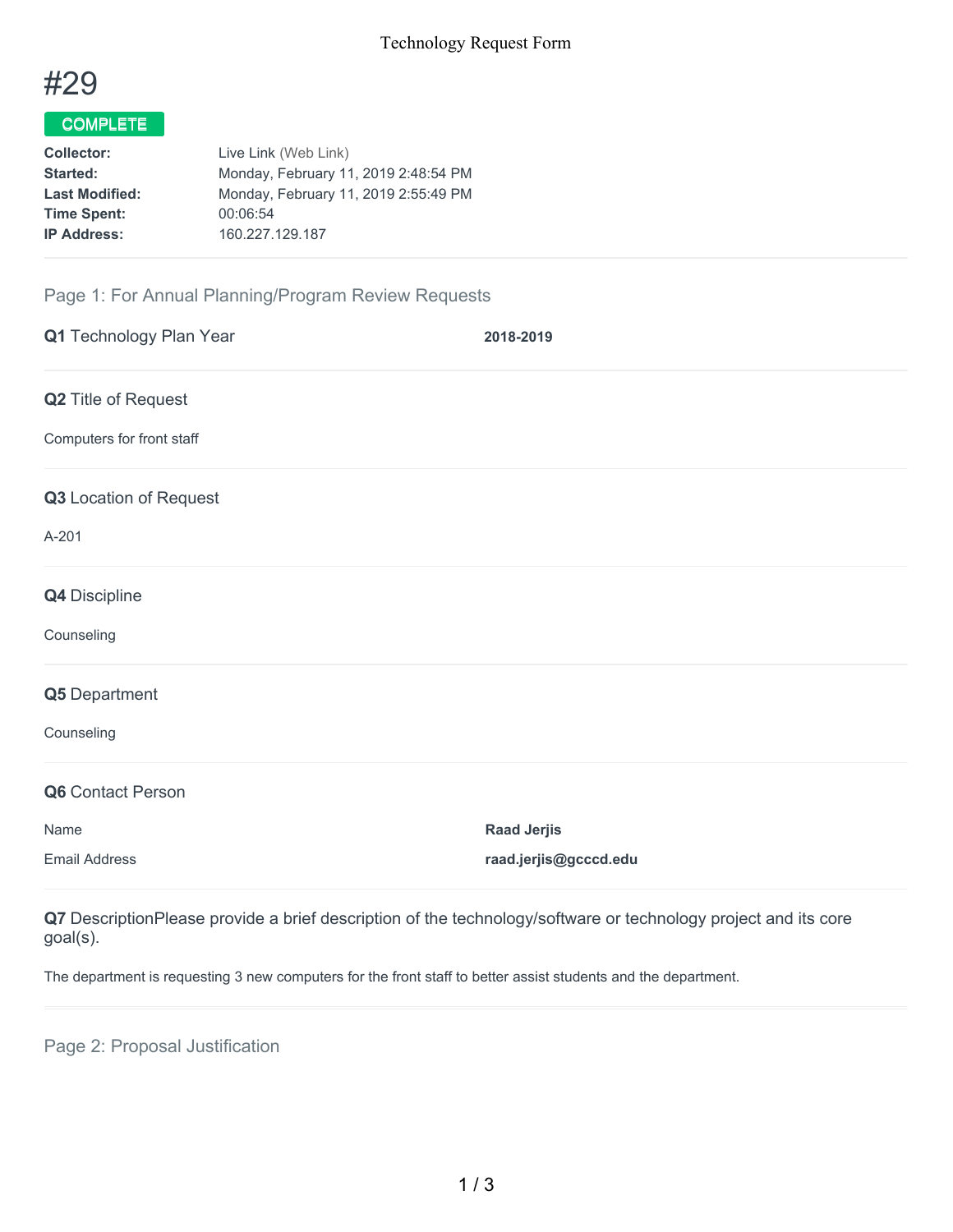# #29

**COMPLETE**

| | |
|---|---|
| **Collector:** | Live Link (Web Link) |
| **Started:** | Monday, February 11, 2019 2:48:54 PM |
| **Last Modified:** | Monday, February 11, 2019 2:55:49 PM |
| **Time Spent:** | 00:06:54 |
| **IP Address:** | 160.227.129.187 |

## Page 1: For Annual Planning/Program Review Requests

**Q1** Technology Plan Year **2018-2019**

**Q2** Title of Request

Computers for front staff

**Q3** Location of Request

A-201

**Q4** Discipline

Counseling

**Q5** Department

Counseling

**Q6** Contact Person

| | |
|---|---|
| Name | **Raad Jerjis** |
| Email Address | **raad.jerjis@gcccd.edu** |

**Q7** DescriptionPlease provide a brief description of the technology/software or technology project and its core goal(s).

The department is requesting 3 new computers for the front staff to better assist students and the department.

## Page 2: Proposal Justification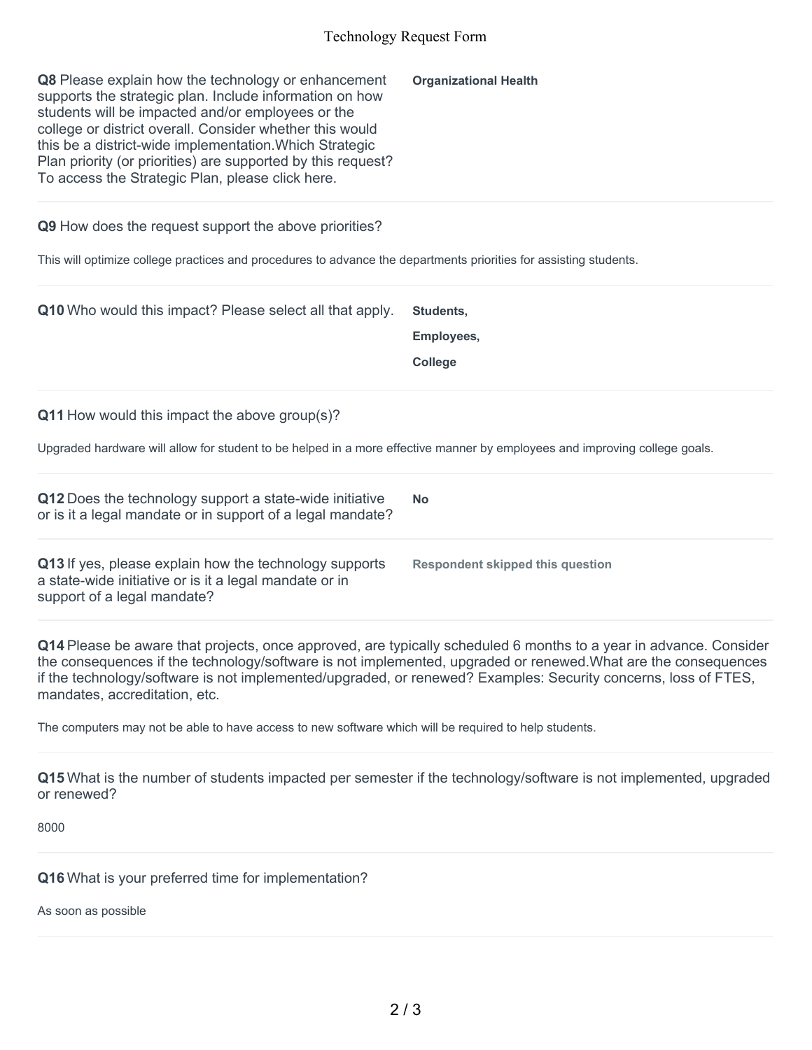**Q8** Please explain how the technology or enhancement supports the strategic plan. Include information on how students will be impacted and/or employees or the college or district overall. Consider whether this would this be a district-wide implementation.Which Strategic Plan priority (or priorities) are supported by this request? To access the Strategic Plan, please click here.

**Organizational Health**

**Q9** How does the request support the above priorities?

This will optimize college practices and procedures to advance the departments priorities for assisting students.

**Q10** Who would this impact? Please select all that apply.

**Students,**

**Employees,**

**College**

**Q11** How would this impact the above group(s)?

Upgraded hardware will allow for student to be helped in a more effective manner by employees and improving college goals.

**Q12** Does the technology support a state-wide initiative or is it a legal mandate or in support of a legal mandate?

**No**

**Q13** If yes, please explain how the technology supports a state-wide initiative or is it a legal mandate or in support of a legal mandate?

**Respondent skipped this question**

**Q14** Please be aware that projects, once approved, are typically scheduled 6 months to a year in advance. Consider the consequences if the technology/software is not implemented, upgraded or renewed.What are the consequences if the technology/software is not implemented/upgraded, or renewed? Examples: Security concerns, loss of FTES, mandates, accreditation, etc.

The computers may not be able to have access to new software which will be required to help students.

**Q15** What is the number of students impacted per semester if the technology/software is not implemented, upgraded or renewed?

8000

**Q16** What is your preferred time for implementation?

As soon as possible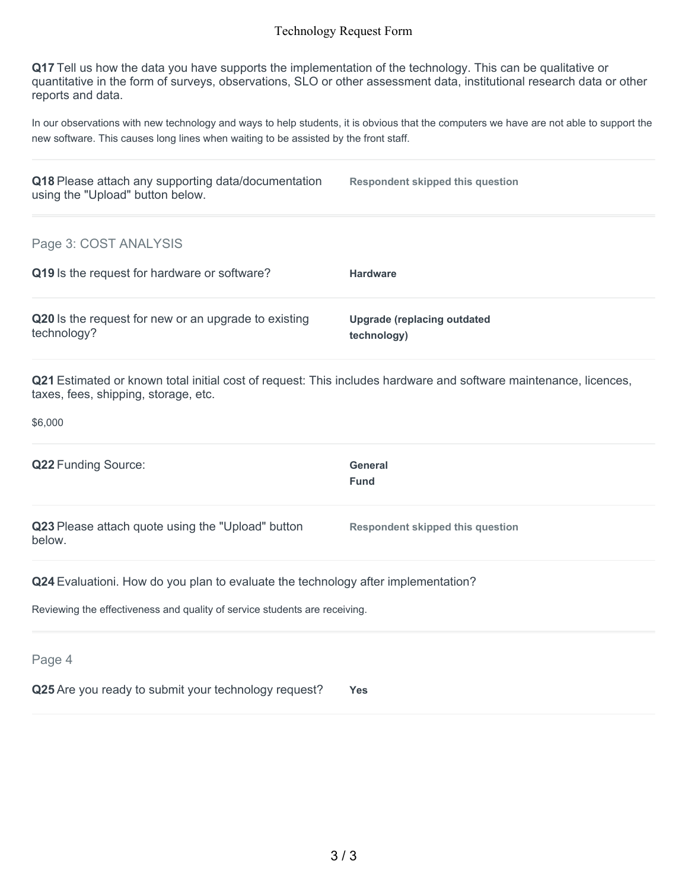**Q17** Tell us how the data you have supports the implementation of the technology. This can be qualitative or quantitative in the form of surveys, observations, SLO or other assessment data, institutional research data or other reports and data.

In our observations with new technology and ways to help students, it is obvious that the computers we have are not able to support the new software. This causes long lines when waiting to be assisted by the front staff.

**Q18** Please attach any supporting data/documentation using the "Upload" button below.

**Respondent skipped this question**

## Page 3: COST ANALYSIS

**Q19** Is the request for hardware or software?

**Hardware**

**Q20** Is the request for new or an upgrade to existing technology?

**Upgrade (replacing outdated technology)**

**Q21** Estimated or known total initial cost of request: This includes hardware and software maintenance, licences, taxes, fees, shipping, storage, etc.

$6,000

**Q22** Funding Source:

**General Fund**

**Q23** Please attach quote using the "Upload" button below.

**Respondent skipped this question**

**Q24** Evaluationi. How do you plan to evaluate the technology after implementation?

Reviewing the effectiveness and quality of service students are receiving.

## Page 4

**Q25** Are you ready to submit your technology request?

**Yes**